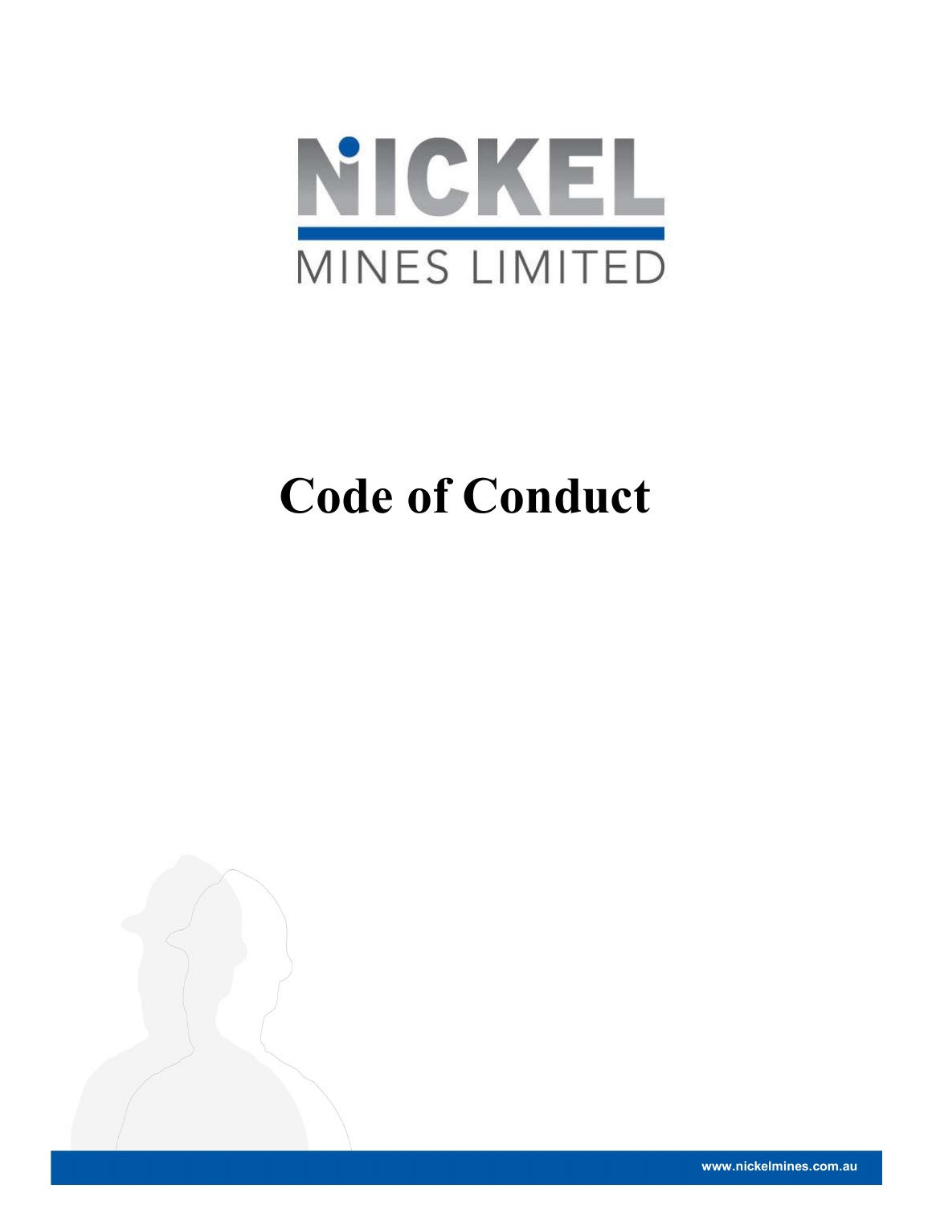NICKEL MINES LIMITED

# Code of Conduct

www.nickelmines.com.au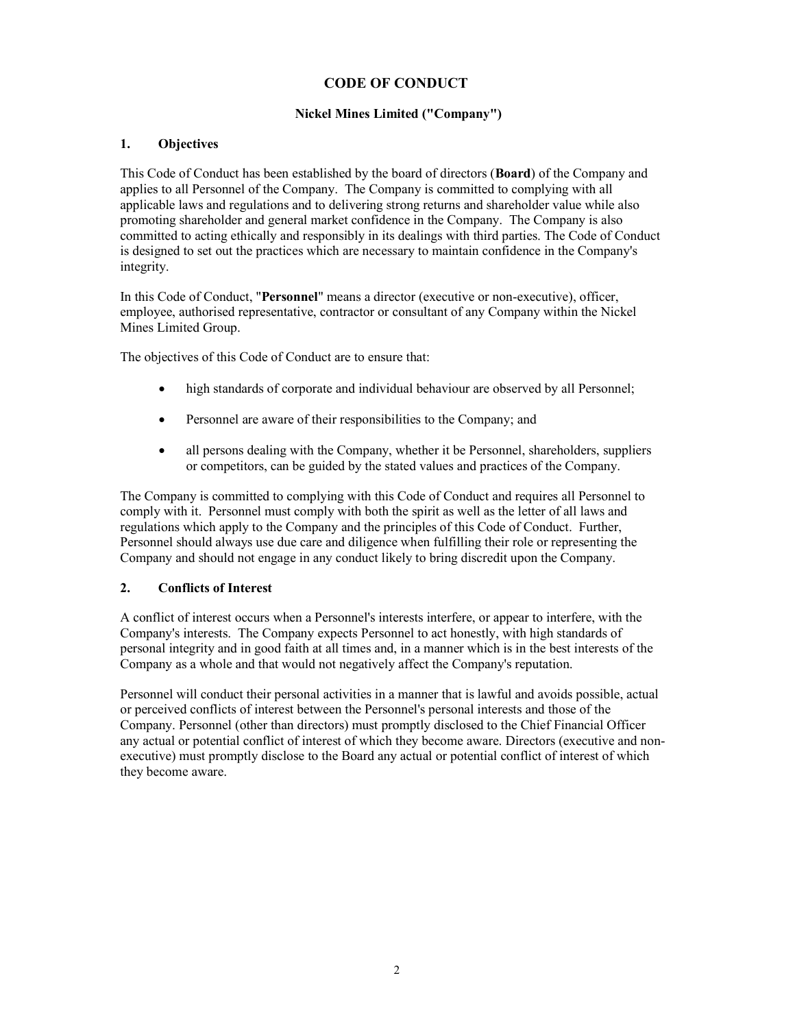# CODE OF CONDUCT

## Nickel Mines Limited ("Company")

### 1. Objectives

This Code of Conduct has been established by the board of directors (**Board**) of the Company and applies to all Personnel of the Company. The Company is committed to complying with all applicable laws and regulations and to delivering strong returns and shareholder value while also promoting shareholder and general market confidence in the Company. The Company is also committed to acting ethically and responsibly in its dealings with third parties. The Code of Conduct is designed to set out the practices which are necessary to maintain confidence in the Company's integrity.

In this Code of Conduct, "**Personnel**" means a director (executive or non-executive), officer, employee, authorised representative, contractor or consultant of any Company within the Nickel Mines Limited Group.

The objectives of this Code of Conduct are to ensure that:

- high standards of corporate and individual behaviour are observed by all Personnel;
- Personnel are aware of their responsibilities to the Company; and
- all persons dealing with the Company, whether it be Personnel, shareholders, suppliers or competitors, can be guided by the stated values and practices of the Company.

The Company is committed to complying with this Code of Conduct and requires all Personnel to comply with it. Personnel must comply with both the spirit as well as the letter of all laws and regulations which apply to the Company and the principles of this Code of Conduct. Further, Personnel should always use due care and diligence when fulfilling their role or representing the Company and should not engage in any conduct likely to bring discredit upon the Company.

### 2. Conflicts of Interest

A conflict of interest occurs when a Personnel's interests interfere, or appear to interfere, with the Company's interests. The Company expects Personnel to act honestly, with high standards of personal integrity and in good faith at all times and, in a manner which is in the best interests of the Company as a whole and that would not negatively affect the Company's reputation.

Personnel will conduct their personal activities in a manner that is lawful and avoids possible, actual or perceived conflicts of interest between the Personnel's personal interests and those of the Company. Personnel (other than directors) must promptly disclosed to the Chief Financial Officer any actual or potential conflict of interest of which they become aware. Directors (executive and non-executive) must promptly disclose to the Board any actual or potential conflict of interest of which they become aware.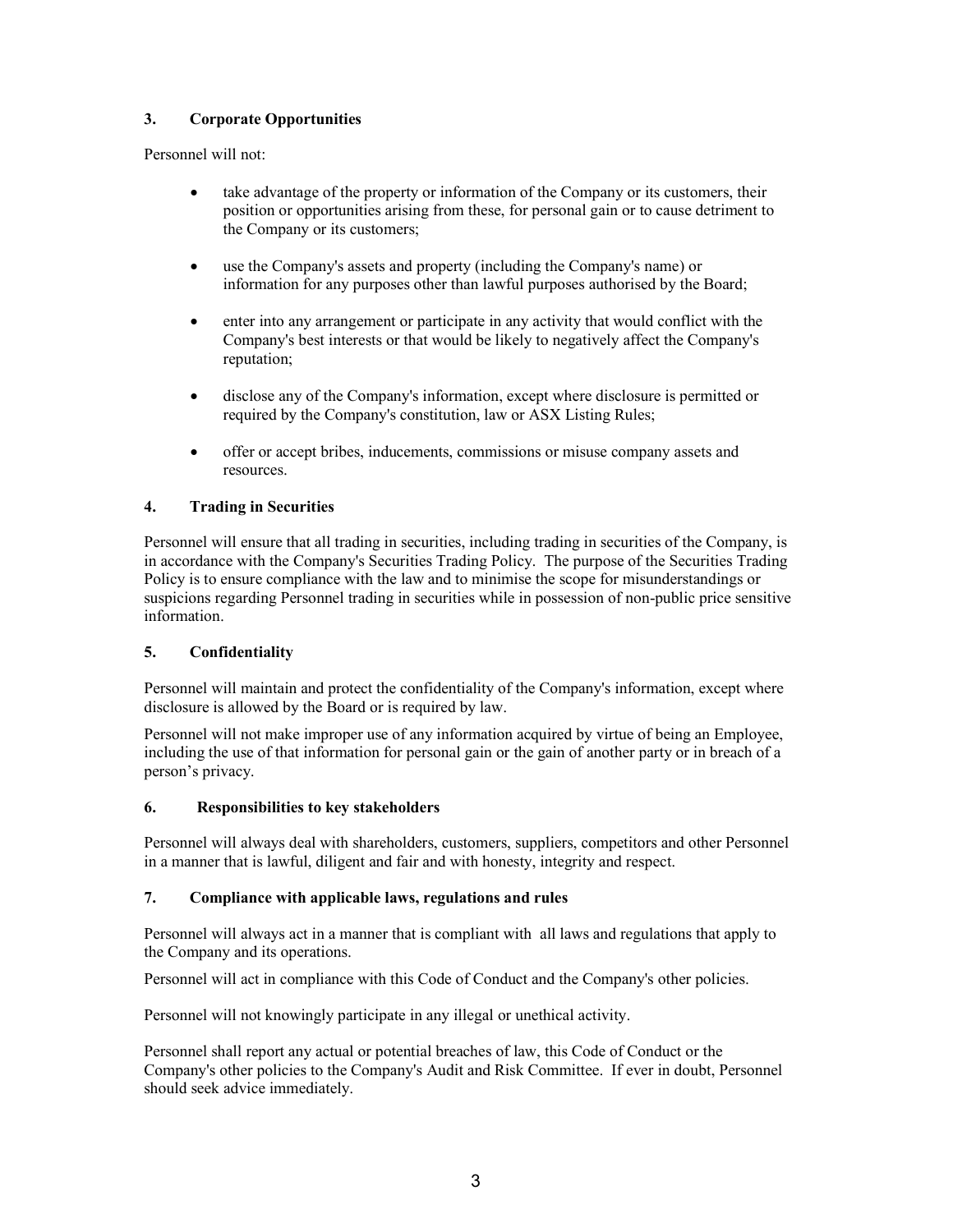### 3. Corporate Opportunities

Personnel will not:

- take advantage of the property or information of the Company or its customers, their position or opportunities arising from these, for personal gain or to cause detriment to the Company or its customers;
- use the Company's assets and property (including the Company's name) or information for any purposes other than lawful purposes authorised by the Board;
- enter into any arrangement or participate in any activity that would conflict with the Company's best interests or that would be likely to negatively affect the Company's reputation;
- disclose any of the Company's information, except where disclosure is permitted or required by the Company's constitution, law or ASX Listing Rules;
- offer or accept bribes, inducements, commissions or misuse company assets and resources.

### 4. Trading in Securities

Personnel will ensure that all trading in securities, including trading in securities of the Company, is in accordance with the Company's Securities Trading Policy. The purpose of the Securities Trading Policy is to ensure compliance with the law and to minimise the scope for misunderstandings or suspicions regarding Personnel trading in securities while in possession of non-public price sensitive information.

### 5. Confidentiality

Personnel will maintain and protect the confidentiality of the Company's information, except where disclosure is allowed by the Board or is required by law.

Personnel will not make improper use of any information acquired by virtue of being an Employee, including the use of that information for personal gain or the gain of another party or in breach of a person's privacy.

### 6. Responsibilities to key stakeholders

Personnel will always deal with shareholders, customers, suppliers, competitors and other Personnel in a manner that is lawful, diligent and fair and with honesty, integrity and respect.

### 7. Compliance with applicable laws, regulations and rules

Personnel will always act in a manner that is compliant with all laws and regulations that apply to the Company and its operations.

Personnel will act in compliance with this Code of Conduct and the Company's other policies.

Personnel will not knowingly participate in any illegal or unethical activity.

Personnel shall report any actual or potential breaches of law, this Code of Conduct or the Company's other policies to the Company's Audit and Risk Committee. If ever in doubt, Personnel should seek advice immediately.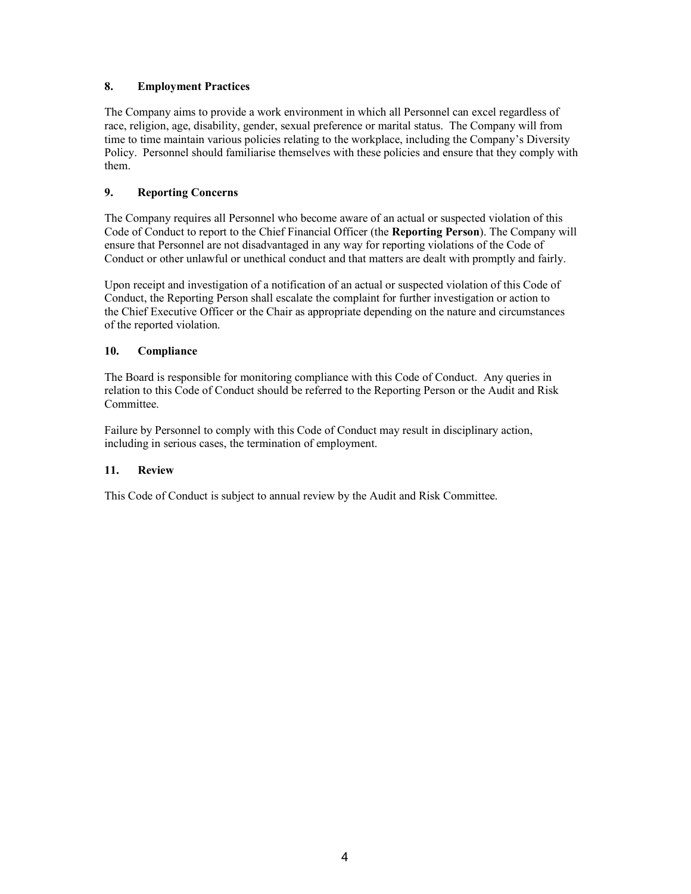## 8. Employment Practices

The Company aims to provide a work environment in which all Personnel can excel regardless of race, religion, age, disability, gender, sexual preference or marital status. The Company will from time to time maintain various policies relating to the workplace, including the Company's Diversity Policy. Personnel should familiarise themselves with these policies and ensure that they comply with them.

## 9. Reporting Concerns

The Company requires all Personnel who become aware of an actual or suspected violation of this Code of Conduct to report to the Chief Financial Officer (the **Reporting Person**). The Company will ensure that Personnel are not disadvantaged in any way for reporting violations of the Code of Conduct or other unlawful or unethical conduct and that matters are dealt with promptly and fairly.

Upon receipt and investigation of a notification of an actual or suspected violation of this Code of Conduct, the Reporting Person shall escalate the complaint for further investigation or action to the Chief Executive Officer or the Chair as appropriate depending on the nature and circumstances of the reported violation.

## 10. Compliance

The Board is responsible for monitoring compliance with this Code of Conduct. Any queries in relation to this Code of Conduct should be referred to the Reporting Person or the Audit and Risk Committee.

Failure by Personnel to comply with this Code of Conduct may result in disciplinary action, including in serious cases, the termination of employment.

## 11. Review

This Code of Conduct is subject to annual review by the Audit and Risk Committee.